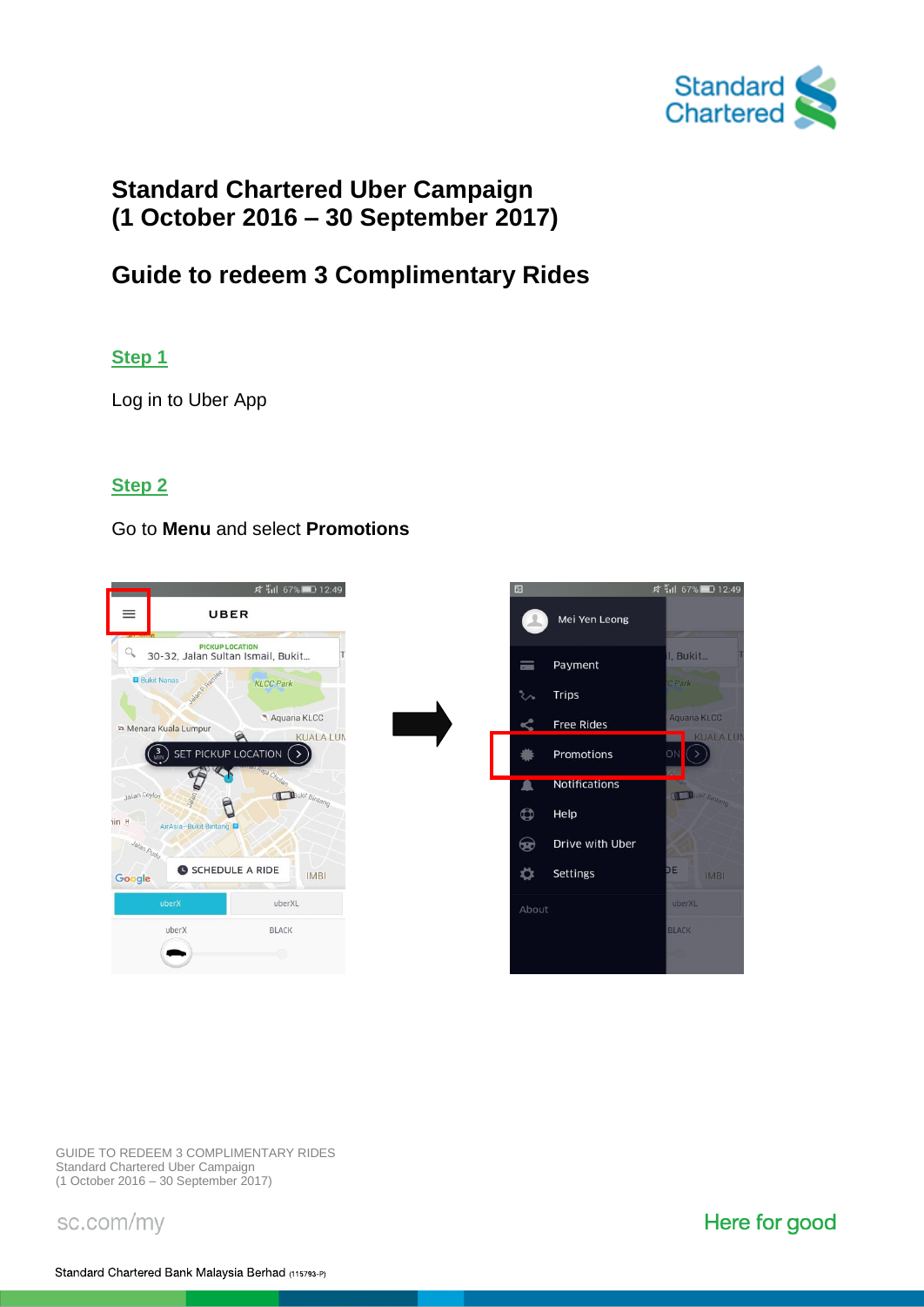# Standard Chartered Uber Campaign
# (1 October 2016 – 30 September 2017)

## Guide to redeem 3 Complimentary Rides

### Step 1

Log in to Uber App

### Step 2

Go to **Menu** and select **Promotions**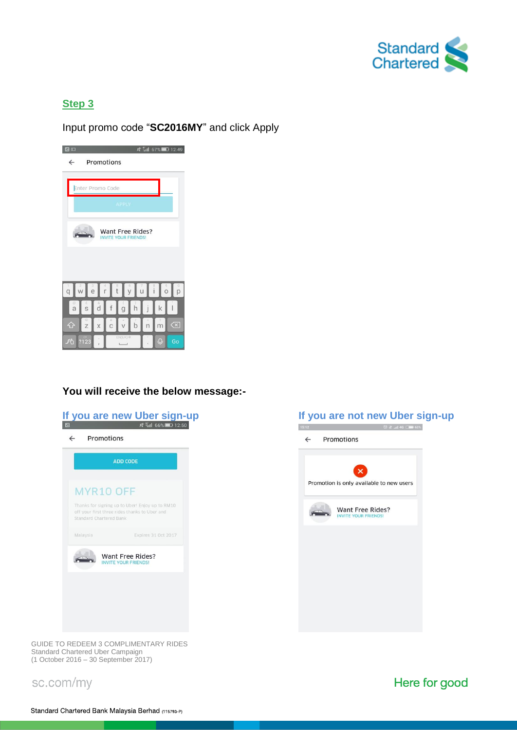## Step 3

Input promo code "**SC2016MY**" and click Apply

**You will receive the below message:-**

### If you are new Uber sign-up

### If you are not new Uber sign-up

GUIDE TO REDEEM 3 COMPLIMENTARY RIDES
Standard Chartered Uber Campaign
(1 October 2016 – 30 September 2017)

sc.com/my

Here for good

Standard Chartered Bank Malaysia Berhad (115793-P)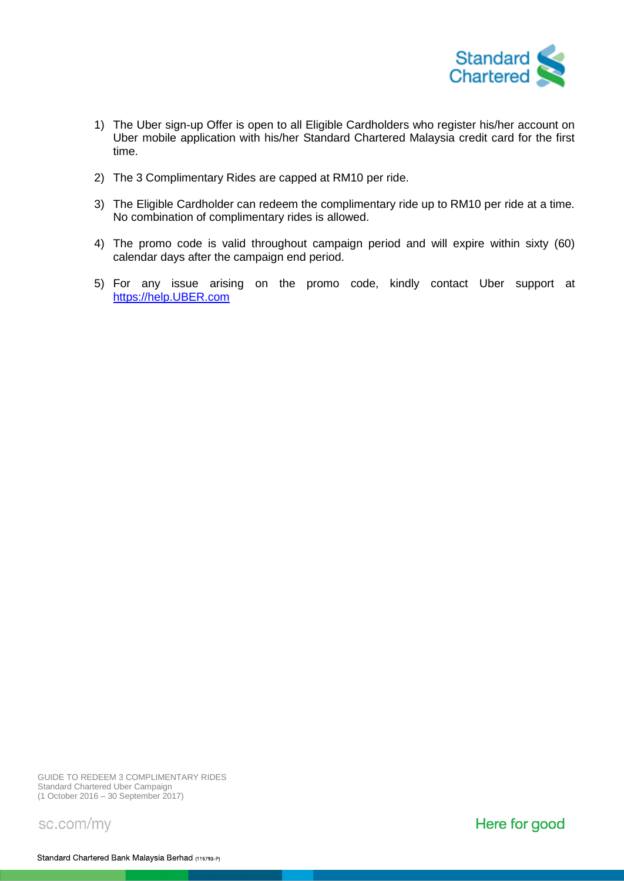1) The Uber sign-up Offer is open to all Eligible Cardholders who register his/her account on Uber mobile application with his/her Standard Chartered Malaysia credit card for the first time.

2) The 3 Complimentary Rides are capped at RM10 per ride.

3) The Eligible Cardholder can redeem the complimentary ride up to RM10 per ride at a time. No combination of complimentary rides is allowed.

4) The promo code is valid throughout campaign period and will expire within sixty (60) calendar days after the campaign end period.

5) For any issue arising on the promo code, kindly contact Uber support at [https://help.UBER.com](https://help.UBER.com)